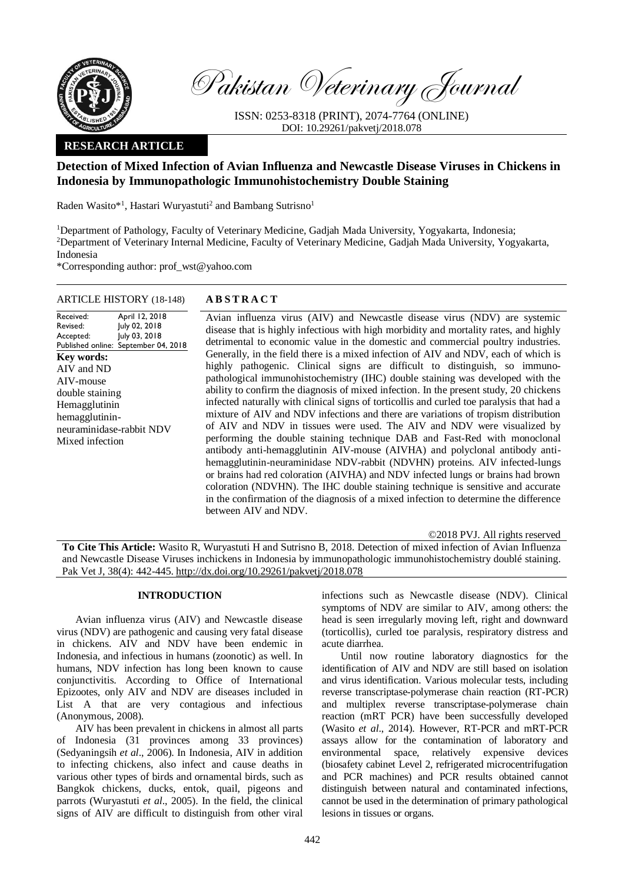Pakistan Veterinary Journal

ISSN: 0253-8318 (PRINT), 2074-7764 (ONLINE)
DOI: 10.29261/pakvetj/2018.078

**RESEARCH ARTICLE**

# Detection of Mixed Infection of Avian Influenza and Newcastle Disease Viruses in Chickens in Indonesia by Immunopathologic Immunohistochemistry Double Staining

Raden Wasito*[1], Hastari Wuryastuti[2] and Bambang Sutrisno[1]

[1]Department of Pathology, Faculty of Veterinary Medicine, Gadjah Mada University, Yogyakarta, Indonesia;
[2]Department of Veterinary Internal Medicine, Faculty of Veterinary Medicine, Gadjah Mada University, Yogyakarta, Indonesia
*Corresponding author: prof_wst@yahoo.com

**ARTICLE HISTORY** (18-148)

Received: April 12, 2018
Revised: July 02, 2018
Accepted: July 03, 2018
Published online: September 04, 2018

**Key words:**
AIV and ND
AIV-mouse
double staining
Hemagglutinin
hemagglutinin-neuraminidase-rabbit NDV
Mixed infection

**ABSTRACT**

Avian influenza virus (AIV) and Newcastle disease virus (NDV) are systemic disease that is highly infectious with high morbidity and mortality rates, and highly detrimental to economic value in the domestic and commercial poultry industries. Generally, in the field there is a mixed infection of AIV and NDV, each of which is highly pathogenic. Clinical signs are difficult to distinguish, so immuno-pathological immunohistochemistry (IHC) double staining was developed with the ability to confirm the diagnosis of mixed infection. In the present study, 20 chickens infected naturally with clinical signs of torticollis and curled toe paralysis that had a mixture of AIV and NDV infections and there are variations of tropism distribution of AIV and NDV in tissues were used. The AIV and NDV were visualized by performing the double staining technique DAB and Fast-Red with monoclonal antibody anti-hemagglutinin AIV-mouse (AIVHA) and polyclonal antibody anti-hemagglutinin-neuraminidase NDV-rabbit (NDVHN) proteins. AIV infected-lungs or brains had red coloration (AIVHA) and NDV infected lungs or brains had brown coloration (NDVHN). The IHC double staining technique is sensitive and accurate in the confirmation of the diagnosis of a mixed infection to determine the difference between AIV and NDV.

©2018 PVJ. All rights reserved

**To Cite This Article:** Wasito R, Wuryastuti H and Sutrisno B, 2018. Detection of mixed infection of Avian Influenza and Newcastle Disease Viruses inchickens in Indonesia by immunopathologic immunohistochemistry doublé staining. Pak Vet J, 38(4): 442-445. http://dx.doi.org/10.29261/pakvetj/2018.078

## INTRODUCTION

Avian influenza virus (AIV) and Newcastle disease virus (NDV) are pathogenic and causing very fatal disease in chickens. AIV and NDV have been endemic in Indonesia, and infectious in humans (zoonotic) as well. In humans, NDV infection has long been known to cause conjunctivitis. According to Office of International Epizootes, only AIV and NDV are diseases included in List A that are very contagious and infectious (Anonymous, 2008).

AIV has been prevalent in chickens in almost all parts of Indonesia (31 provinces among 33 provinces) (Sedyaningsih *et al*., 2006). In Indonesia, AIV in addition to infecting chickens, also infect and cause deaths in various other types of birds and ornamental birds, such as Bangkok chickens, ducks, entok, quail, pigeons and parrots (Wuryastuti *et al*., 2005). In the field, the clinical signs of AIV are difficult to distinguish from other viral infections such as Newcastle disease (NDV). Clinical symptoms of NDV are similar to AIV, among others: the head is seen irregularly moving left, right and downward (torticollis), curled toe paralysis, respiratory distress and acute diarrhea.

Until now routine laboratory diagnostics for the identification of AIV and NDV are still based on isolation and virus identification. Various molecular tests, including reverse transcriptase-polymerase chain reaction (RT-PCR) and multiplex reverse transcriptase-polymerase chain reaction (mRT PCR) have been successfully developed (Wasito *et al*., 2014). However, RT-PCR and mRT-PCR assays allow for the contamination of laboratory and environmental space, relatively expensive devices (biosafety cabinet Level 2, refrigerated microcentrifugation and PCR machines) and PCR results obtained cannot distinguish between natural and contaminated infections, cannot be used in the determination of primary pathological lesions in tissues or organs.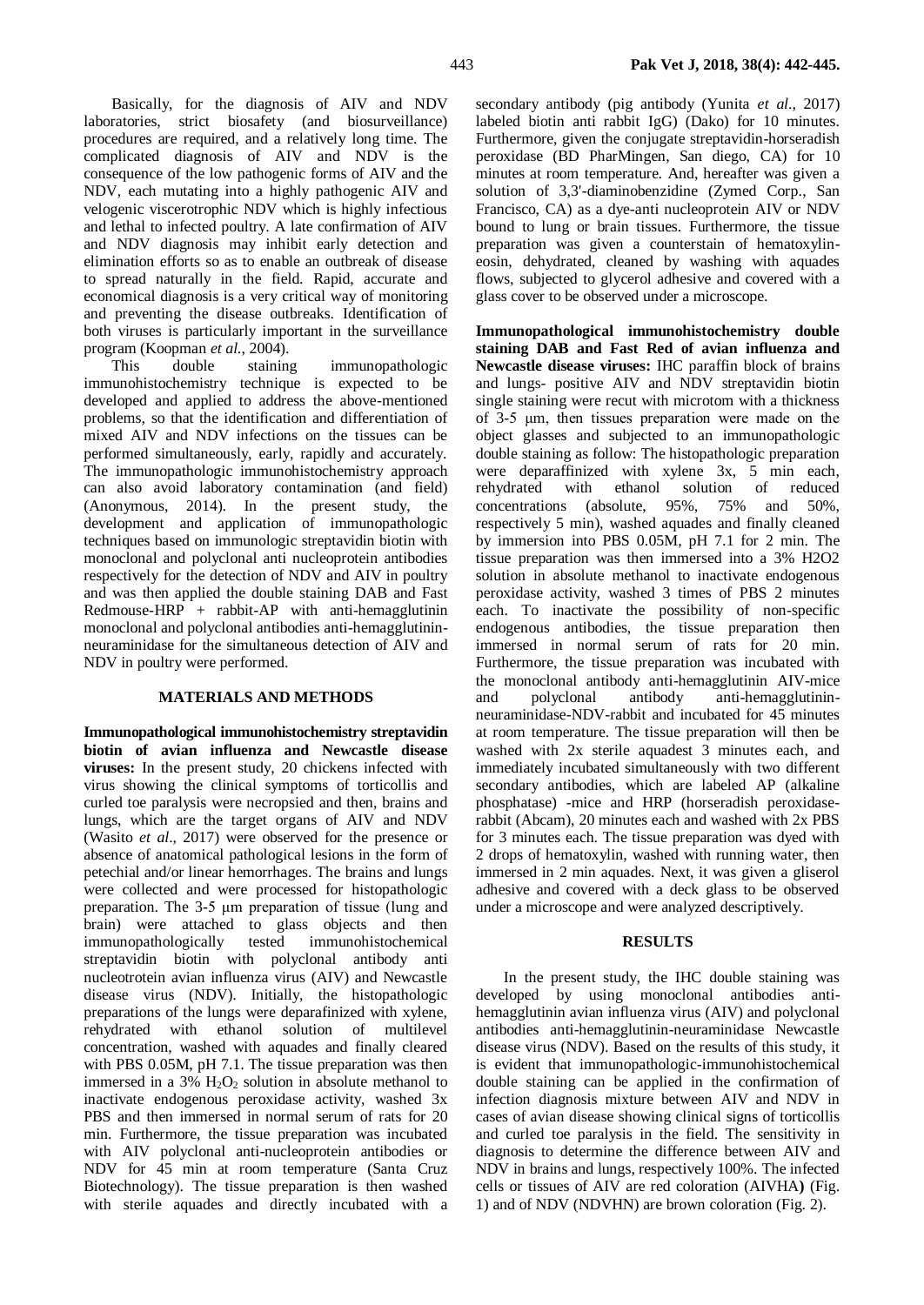Basically, for the diagnosis of AIV and NDV laboratories, strict biosafety (and biosurveillance) procedures are required, and a relatively long time. The complicated diagnosis of AIV and NDV is the consequence of the low pathogenic forms of AIV and the NDV, each mutating into a highly pathogenic AIV and velogenic viscerotrophic NDV which is highly infectious and lethal to infected poultry. A late confirmation of AIV and NDV diagnosis may inhibit early detection and elimination efforts so as to enable an outbreak of disease to spread naturally in the field. Rapid, accurate and economical diagnosis is a very critical way of monitoring and preventing the disease outbreaks. Identification of both viruses is particularly important in the surveillance program (Koopman *et al.*, 2004).

This double staining immunopathologic immunohistochemistry technique is expected to be developed and applied to address the above-mentioned problems, so that the identification and differentiation of mixed AIV and NDV infections on the tissues can be performed simultaneously, early, rapidly and accurately. The immunopathologic immunohistochemistry approach can also avoid laboratory contamination (and field) (Anonymous, 2014). In the present study, the development and application of immunopathologic techniques based on immunologic streptavidin biotin with monoclonal and polyclonal anti nucleoprotein antibodies respectively for the detection of NDV and AIV in poultry and was then applied the double staining DAB and Fast Redmouse-HRP + rabbit-AP with anti-hemagglutinin monoclonal and polyclonal antibodies anti-hemagglutinin-neuraminidase for the simultaneous detection of AIV and NDV in poultry were performed.

## MATERIALS AND METHODS

**Immunopathological immunohistochemistry streptavidin biotin of avian influenza and Newcastle disease viruses:** In the present study, 20 chickens infected with virus showing the clinical symptoms of torticollis and curled toe paralysis were necropsied and then, brains and lungs, which are the target organs of AIV and NDV (Wasito *et al*., 2017) were observed for the presence or absence of anatomical pathological lesions in the form of petechial and/or linear hemorrhages. The brains and lungs were collected and were processed for histopathologic preparation. The 3-5 μm preparation of tissue (lung and brain) were attached to glass objects and then immunopathologically tested immunohistochemical streptavidin biotin with polyclonal antibody anti nucleotrotein avian influenza virus (AIV) and Newcastle disease virus (NDV). Initially, the histopathologic preparations of the lungs were deparafinized with xylene, rehydrated with ethanol solution of multilevel concentration, washed with aquades and finally cleared with PBS 0.05M, pH 7.1. The tissue preparation was then immersed in a 3% $H_2O_2$ solution in absolute methanol to inactivate endogenous peroxidase activity, washed 3x PBS and then immersed in normal serum of rats for 20 min. Furthermore, the tissue preparation was incubated with AIV polyclonal anti-nucleoprotein antibodies or NDV for 45 min at room temperature (Santa Cruz Biotechnology). The tissue preparation is then washed with sterile aquades and directly incubated with a secondary antibody (pig antibody (Yunita *et al*., 2017) labeled biotin anti rabbit IgG) (Dako) for 10 minutes. Furthermore, given the conjugate streptavidin-horseradish peroxidase (BD PharMingen, San diego, CA) for 10 minutes at room temperature. And, hereafter was given a solution of 3,3'-diaminobenzidine (Zymed Corp., San Francisco, CA) as a dye-anti nucleoprotein AIV or NDV bound to lung or brain tissues. Furthermore, the tissue preparation was given a counterstain of hematoxylin-eosin, dehydrated, cleaned by washing with aquades flows, subjected to glycerol adhesive and covered with a glass cover to be observed under a microscope.

**Immunopathological immunohistochemistry double staining DAB and Fast Red of avian influenza and Newcastle disease viruses:** IHC paraffin block of brains and lungs- positive AIV and NDV streptavidin biotin single staining were recut with microtom with a thickness of 3-5 μm, then tissues preparation were made on the object glasses and subjected to an immunopathologic double staining as follow: The histopathologic preparation were deparaffinized with xylene 3x, 5 min each, rehydrated with ethanol solution of reduced concentrations (absolute, 95%, 75% and 50%, respectively 5 min), washed aquades and finally cleaned by immersion into PBS 0.05M, pH 7.1 for 2 min. The tissue preparation was then immersed into a 3% H2O2 solution in absolute methanol to inactivate endogenous peroxidase activity, washed 3 times of PBS 2 minutes each. To inactivate the possibility of non-specific endogenous antibodies, the tissue preparation then immersed in normal serum of rats for 20 min. Furthermore, the tissue preparation was incubated with the monoclonal antibody anti-hemagglutinin AIV-mice and polyclonal antibody anti-hemagglutinin-neuraminidase-NDV-rabbit and incubated for 45 minutes at room temperature. The tissue preparation will then be washed with 2x sterile aquadest 3 minutes each, and immediately incubated simultaneously with two different secondary antibodies, which are labeled AP (alkaline phosphatase) -mice and HRP (horseradish peroxidase-rabbit (Abcam), 20 minutes each and washed with 2x PBS for 3 minutes each. The tissue preparation was dyed with 2 drops of hematoxylin, washed with running water, then immersed in 2 min aquades. Next, it was given a gliserol adhesive and covered with a deck glass to be observed under a microscope and were analyzed descriptively.

## RESULTS

In the present study, the IHC double staining was developed by using monoclonal antibodies anti-hemagglutinin avian influenza virus (AIV) and polyclonal antibodies anti-hemagglutinin-neuraminidase Newcastle disease virus (NDV). Based on the results of this study, it is evident that immunopathologic-immunohistochemical double staining can be applied in the confirmation of infection diagnosis mixture between AIV and NDV in cases of avian disease showing clinical signs of torticollis and curled toe paralysis in the field. The sensitivity in diagnosis to determine the difference between AIV and NDV in brains and lungs, respectively 100%. The infected cells or tissues of AIV are red coloration (AIVHA**)** (Fig. 1) and of NDV (NDVHN) are brown coloration (Fig. 2).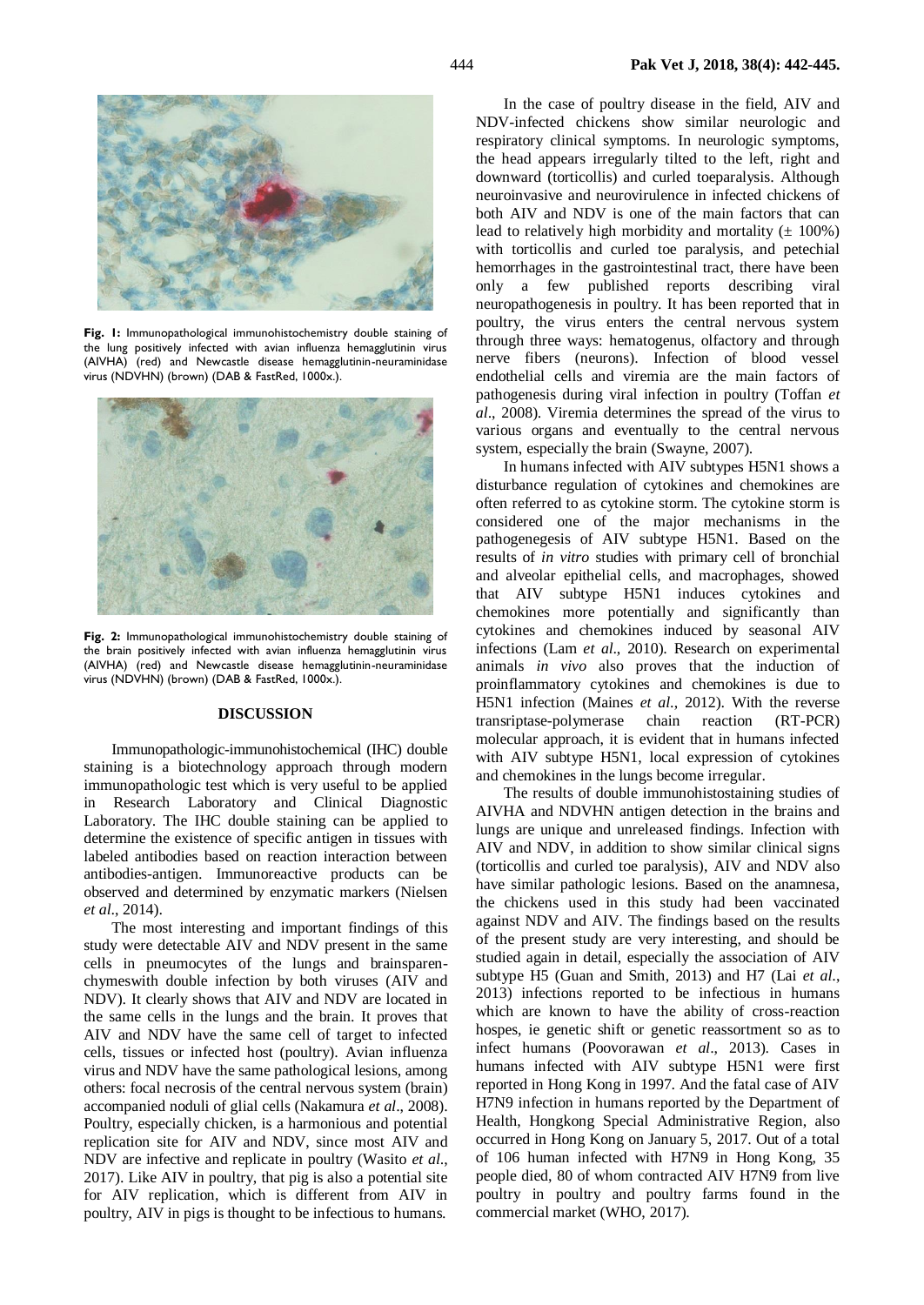**Fig. 1:** Immunopathological immunohistochemistry double staining of the lung positively infected with avian influenza hemagglutinin virus (AIVHA) (red) and Newcastle disease hemagglutinin-neuraminidase virus (NDVHN) (brown) (DAB & FastRed, 1000x.).

**Fig. 2:** Immunopathological immunohistochemistry double staining of the brain positively infected with avian influenza hemagglutinin virus (AIVHA) (red) and Newcastle disease hemagglutinin-neuraminidase virus (NDVHN) (brown) (DAB & FastRed, 1000x.).

## DISCUSSION

Immunopathologic-immunohistochemical (IHC) double staining is a biotechnology approach through modern immunopathologic test which is very useful to be applied in Research Laboratory and Clinical Diagnostic Laboratory. The IHC double staining can be applied to determine the existence of specific antigen in tissues with labeled antibodies based on reaction interaction between antibodies-antigen. Immunoreactive products can be observed and determined by enzymatic markers (Nielsen *et al*., 2014).

The most interesting and important findings of this study were detectable AIV and NDV present in the same cells in pneumocytes of the lungs and brainsparenchymeswith double infection by both viruses (AIV and NDV). It clearly shows that AIV and NDV are located in the same cells in the lungs and the brain. It proves that AIV and NDV have the same cell of target to infected cells, tissues or infected host (poultry). Avian influenza virus and NDV have the same pathological lesions, among others: focal necrosis of the central nervous system (brain) accompanied noduli of glial cells (Nakamura *et al*., 2008). Poultry, especially chicken, is a harmonious and potential replication site for AIV and NDV, since most AIV and NDV are infective and replicate in poultry (Wasito *et al*., 2017). Like AIV in poultry, that pig is also a potential site for AIV replication, which is different from AIV in poultry, AIV in pigs is thought to be infectious to humans.

In the case of poultry disease in the field, AIV and NDV-infected chickens show similar neurologic and respiratory clinical symptoms. In neurologic symptoms, the head appears irregularly tilted to the left, right and downward (torticollis) and curled toeparalysis. Although neuroinvasive and neurovirulence in infected chickens of both AIV and NDV is one of the main factors that can lead to relatively high morbidity and mortality (± 100%) with torticollis and curled toe paralysis, and petechial hemorrhages in the gastrointestinal tract, there have been only a few published reports describing viral neuropathogenesis in poultry. It has been reported that in poultry, the virus enters the central nervous system through three ways: hematogenus, olfactory and through nerve fibers (neurons). Infection of blood vessel endothelial cells and viremia are the main factors of pathogenesis during viral infection in poultry (Toffan *et al*., 2008). Viremia determines the spread of the virus to various organs and eventually to the central nervous system, especially the brain (Swayne, 2007).

In humans infected with AIV subtypes H5N1 shows a disturbance regulation of cytokines and chemokines are often referred to as cytokine storm. The cytokine storm is considered one of the major mechanisms in the pathogenegesis of AIV subtype H5N1. Based on the results of *in vitro* studies with primary cell of bronchial and alveolar epithelial cells, and macrophages, showed that AIV subtype H5N1 induces cytokines and chemokines more potentially and significantly than cytokines and chemokines induced by seasonal AIV infections (Lam *et al*., 2010). Research on experimental animals *in vivo* also proves that the induction of proinflammatory cytokines and chemokines is due to H5N1 infection (Maines *et al*., 2012). With the reverse transriptase-polymerase chain reaction (RT-PCR) molecular approach, it is evident that in humans infected with AIV subtype H5N1, local expression of cytokines and chemokines in the lungs become irregular.

The results of double immunohistostaining studies of AIVHA and NDVHN antigen detection in the brains and lungs are unique and unreleased findings. Infection with AIV and NDV, in addition to show similar clinical signs (torticollis and curled toe paralysis), AIV and NDV also have similar pathologic lesions. Based on the anamnesa, the chickens used in this study had been vaccinated against NDV and AIV. The findings based on the results of the present study are very interesting, and should be studied again in detail, especially the association of AIV subtype H5 (Guan and Smith, 2013) and H7 (Lai *et al.*, 2013) infections reported to be infectious in humans which are known to have the ability of cross-reaction hospes, ie genetic shift or genetic reassortment so as to infect humans (Poovorawan *et al*., 2013). Cases in humans infected with AIV subtype H5N1 were first reported in Hong Kong in 1997. And the fatal case of AIV H7N9 infection in humans reported by the Department of Health, Hongkong Special Administrative Region, also occurred in Hong Kong on January 5, 2017. Out of a total of 106 human infected with H7N9 in Hong Kong, 35 people died, 80 of whom contracted AIV H7N9 from live poultry in poultry and poultry farms found in the commercial market (WHO, 2017).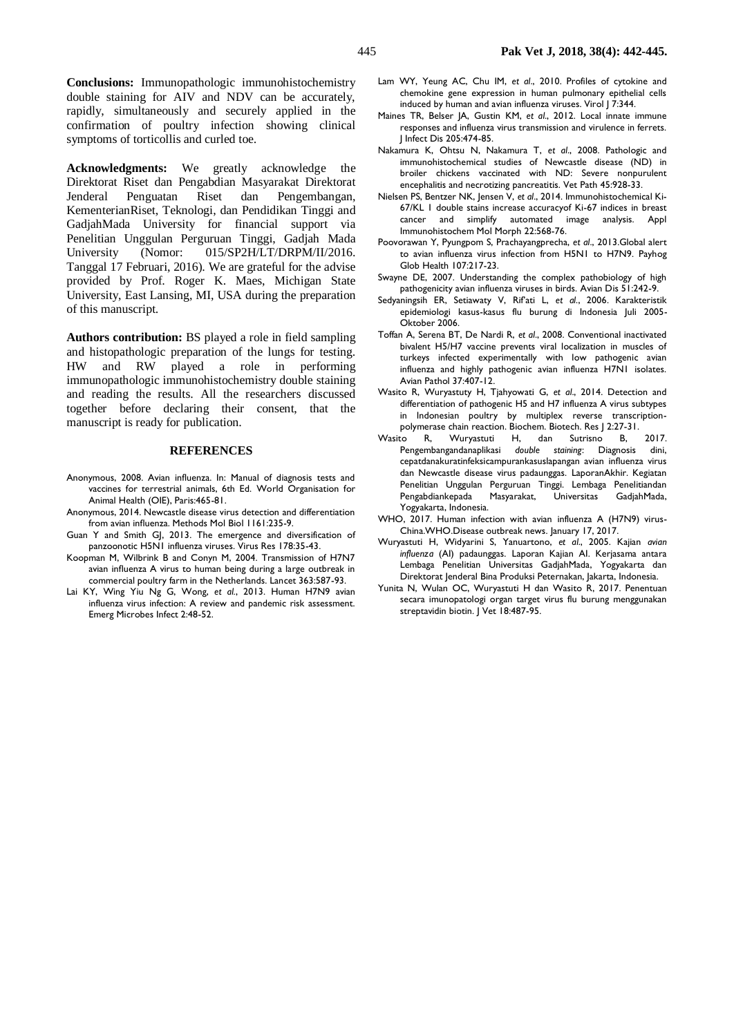**Conclusions:** Immunopathologic immunohistochemistry double staining for AIV and NDV can be accurately, rapidly, simultaneously and securely applied in the confirmation of poultry infection showing clinical symptoms of torticollis and curled toe.

**Acknowledgments:** We greatly acknowledge the Direktorat Riset dan Pengabdian Masyarakat Direktorat Jenderal Penguatan Riset dan Pengembangan, KementerianRiset, Teknologi, dan Pendidikan Tinggi and GadjahMada University for financial support via Penelitian Unggulan Perguruan Tinggi, Gadjah Mada University (Nomor: 015/SP2H/LT/DRPM/II/2016. Tanggal 17 Februari, 2016). We are grateful for the advise provided by Prof. Roger K. Maes, Michigan State University, East Lansing, MI, USA during the preparation of this manuscript.

**Authors contribution:** BS played a role in field sampling and histopathologic preparation of the lungs for testing. HW and RW played a role in performing immunopathologic immunohistochemistry double staining and reading the results. All the researchers discussed together before declaring their consent, that the manuscript is ready for publication.

## REFERENCES

Anonymous, 2008. Avian influenza. In: Manual of diagnosis tests and vaccines for terrestrial animals, 6th Ed. World Organisation for Animal Health (OIE), Paris:465-81.

Anonymous, 2014. Newcastle disease virus detection and differentiation from avian influenza. Methods Mol Biol 1161:235-9.

Guan Y and Smith GJ, 2013. The emergence and diversification of panzoonotic H5N1 influenza viruses. Virus Res 178:35-43.

Koopman M, Wilbrink B and Conyn M, 2004. Transmission of H7N7 avian influenza A virus to human being during a large outbreak in commercial poultry farm in the Netherlands. Lancet 363:587-93.

Lai KY, Wing Yiu Ng G, Wong, *et al.*, 2013. Human H7N9 avian influenza virus infection: A review and pandemic risk assessment. Emerg Microbes Infect 2:48-52.

Lam WY, Yeung AC, Chu IM, *et al*., 2010. Profiles of cytokine and chemokine gene expression in human pulmonary epithelial cells induced by human and avian influenza viruses. Virol J 7:344.

Maines TR, Belser JA, Gustin KM, *et al*., 2012. Local innate immune responses and influenza virus transmission and virulence in ferrets. J Infect Dis 205:474-85.

Nakamura K, Ohtsu N, Nakamura T, *et al*., 2008. Pathologic and immunohistochemical studies of Newcastle disease (ND) in broiler chickens vaccinated with ND: Severe nonpurulent encephalitis and necrotizing pancreatitis. Vet Path 45:928-33.

Nielsen PS, Bentzer NK, Jensen V, *et al*., 2014. Immunohistochemical Ki-67/KL 1 double stains increase accuracyof Ki-67 indices in breast cancer and simplify automated image analysis. Appl Immunohistochem Mol Morph 22:568-76.

Poovorawan Y, Pyungpom S, Prachayangprecha, *et al*., 2013.Global alert to avian influenza virus infection from H5N1 to H7N9. Payhog Glob Health 107:217-23.

Swayne DE, 2007. Understanding the complex pathobiology of high pathogenicity avian influenza viruses in birds. Avian Dis 51:242-9.

Sedyaningsih ER, Setiawaty V, Rif'ati L, *et al*., 2006. Karakteristik epidemiologi kasus-kasus flu burung di Indonesia Juli 2005-Oktober 2006.

Toffan A, Serena BT, De Nardi R, *et al*., 2008. Conventional inactivated bivalent H5/H7 vaccine prevents viral localization in muscles of turkeys infected experimentally with low pathogenic avian influenza and highly pathogenic avian influenza H7N1 isolates. Avian Pathol 37:407-12.

Wasito R, Wuryastuty H, Tjahyowati G, *et al*., 2014. Detection and differentiation of pathogenic H5 and H7 influenza A virus subtypes in Indonesian poultry by multiplex reverse transcription-polymerase chain reaction. Biochem. Biotech. Res J 2:27-31.

Wasito R, Wuryastuti H, dan Sutrisno B, 2017. Pengembangandanaplikasi *double staining*: Diagnosis dini, cepatdanakuratinfeksicampurankasuslapangan avian influenza virus dan Newcastle disease virus padaunggas. LaporanAkhir. Kegiatan Penelitian Unggulan Perguruan Tinggi. Lembaga Penelitiandan Pengabdiankepada Masyarakat, Universitas GadjahMada, Yogyakarta, Indonesia.

WHO, 2017. Human infection with avian influenza A (H7N9) virus-China.WHO.Disease outbreak news. January 17, 2017.

Wuryastuti H, Widyarini S, Yanuartono, *et al*., 2005. Kajian *avian influenza* (AI) padaunggas. Laporan Kajian AI. Kerjasama antara Lembaga Penelitian Universitas GadjahMada, Yogyakarta dan Direktorat Jenderal Bina Produksi Peternakan, Jakarta, Indonesia.

Yunita N, Wulan OC, Wuryastuti H dan Wasito R, 2017. Penentuan secara imunopatologi organ target virus flu burung menggunakan streptavidin biotin. J Vet 18:487-95.